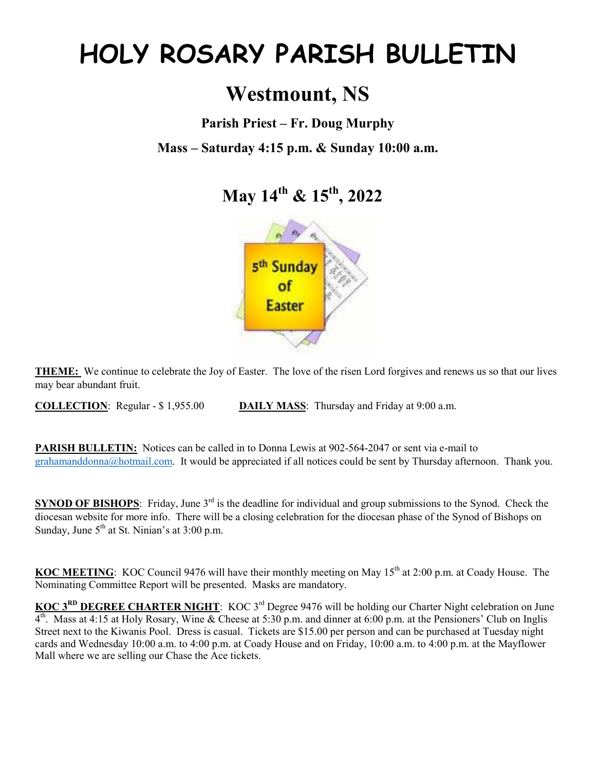# HOLY ROSARY PARISH BULLETIN

## Westmount, NS

**Parish Priest – Fr. Doug Murphy**

**Mass – Saturday 4:15 p.m. & Sunday 10:00 a.m.**

## May 14th & 15th, 2022

5th Sunday of Easter

**THEME:** We continue to celebrate the Joy of Easter. The love of the risen Lord forgives and renews us so that our lives may bear abundant fruit.

**COLLECTION**: Regular - $ 1,955.00 **DAILY MASS**: Thursday and Friday at 9:00 a.m.

**PARISH BULLETIN:** Notices can be called in to Donna Lewis at 902-564-2047 or sent via e-mail to grahamanddonna@hotmail.com. It would be appreciated if all notices could be sent by Thursday afternoon. Thank you.

**SYNOD OF BISHOPS**: Friday, June 3rd is the deadline for individual and group submissions to the Synod. Check the diocesan website for more info. There will be a closing celebration for the diocesan phase of the Synod of Bishops on Sunday, June 5th at St. Ninian's at 3:00 p.m.

**KOC MEETING**: KOC Council 9476 will have their monthly meeting on May 15th at 2:00 p.m. at Coady House. The Nominating Committee Report will be presented. Masks are mandatory.

**KOC 3RD DEGREE CHARTER NIGHT**: KOC 3rd Degree 9476 will be holding our Charter Night celebration on June 4th. Mass at 4:15 at Holy Rosary, Wine & Cheese at 5:30 p.m. and dinner at 6:00 p.m. at the Pensioners' Club on Inglis Street next to the Kiwanis Pool. Dress is casual. Tickets are $15.00 per person and can be purchased at Tuesday night cards and Wednesday 10:00 a.m. to 4:00 p.m. at Coady House and on Friday, 10:00 a.m. to 4:00 p.m. at the Mayflower Mall where we are selling our Chase the Ace tickets.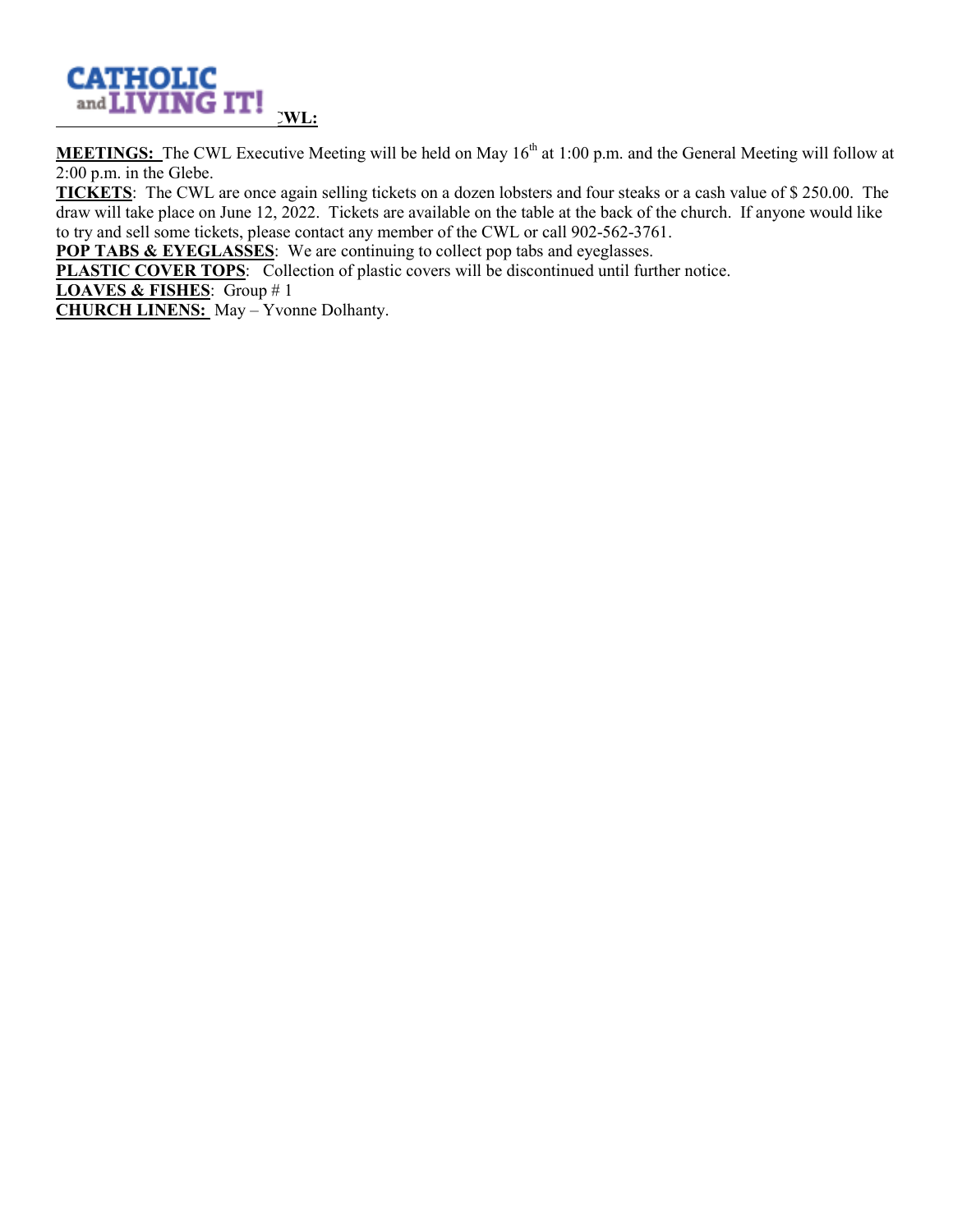**CATHOLIC and LIVING IT! CWL:**

**MEETINGS:** The CWL Executive Meeting will be held on May 16th at 1:00 p.m. and the General Meeting will follow at 2:00 p.m. in the Glebe.

**TICKETS**: The CWL are once again selling tickets on a dozen lobsters and four steaks or a cash value of $ 250.00. The draw will take place on June 12, 2022. Tickets are available on the table at the back of the church. If anyone would like to try and sell some tickets, please contact any member of the CWL or call 902-562-3761.

**POP TABS & EYEGLASSES**: We are continuing to collect pop tabs and eyeglasses.

**PLASTIC COVER TOPS**: Collection of plastic covers will be discontinued until further notice.

**LOAVES & FISHES**: Group # 1

**CHURCH LINENS:** May – Yvonne Dolhanty.